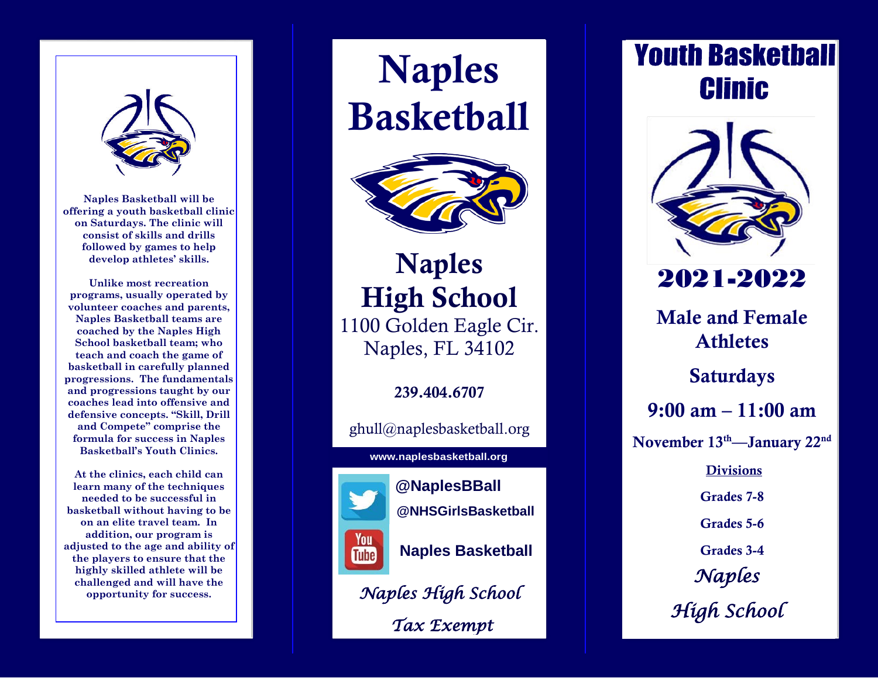Naples Basketball will be offering a youth basketball clinic on Saturdays. The clinic will consist of skills and drills followed by games to help develop athletes' skills.

Unlike most recreation programs, usually operated by volunteer coaches and parents, Naples Basketball teams are coached by the Naples High School basketball team; who teach and coach the game of basketball in carefully planned progressions. The fundamentals and progressions taught by our coaches lead into offensive and defensive concepts. "Skill, Drill and Compete" comprise the formula for success in Naples Basketball's Youth Clinics.

At the clinics, each child can learn many of the techniques needed to be successful in basketball without having to be on an elite travel team. In addition, our program is adjusted to the age and ability of the players to ensure that the highly skilled athlete will be challenged and will have the opportunity for success.

# Naples Basketball

## Naples High School

1100 Golden Eagle Cir.
Naples, FL 34102

**239.404.6707**

ghull@naplesbasketball.org

**www.naplesbasketball.org**

**@NaplesBBall**

**@NHSGirlsBasketball**

**Naples Basketball**

*Naples High School*

*Tax Exempt*

# Youth Basketball Clinic

## 2021-2022

**Male and Female Athletes**

**Saturdays**

**9:00 am – 11:00 am**

**November 13th—January 22nd**

**Divisions**

**Grades 7-8**

**Grades 5-6**

**Grades 3-4**

*Naples High School*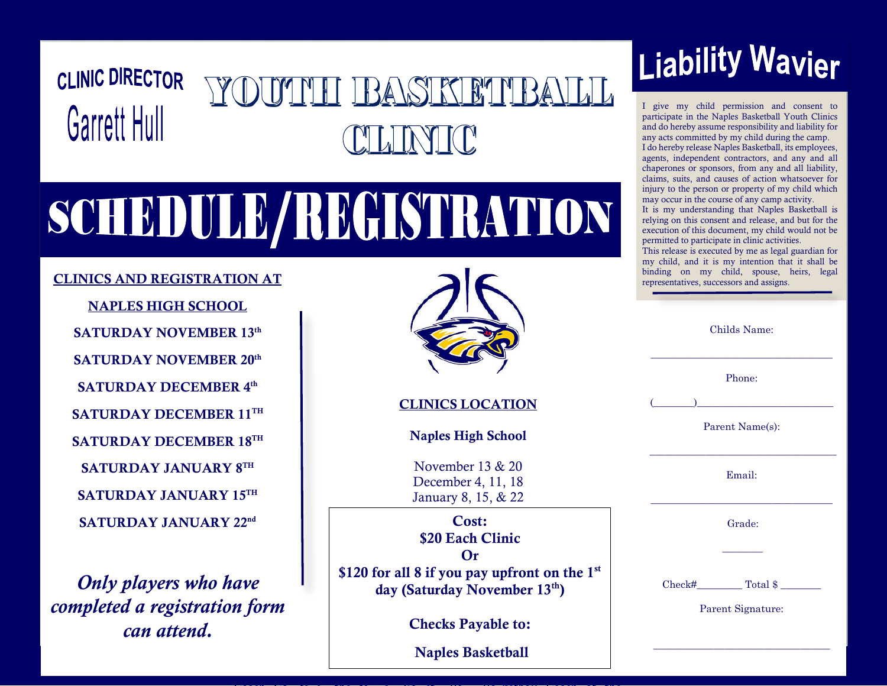**CLINIC DIRECTOR**
Garrett Hull

# YOUTH BASKETBALL CLINIC

# SCHEDULE/REGISTRATION

**CLINICS AND REGISTRATION AT**

**NAPLES HIGH SCHOOL**

**SATURDAY NOVEMBER 13th**

**SATURDAY NOVEMBER 20th**

**SATURDAY DECEMBER 4th**

**SATURDAY DECEMBER 11TH**

**SATURDAY DECEMBER 18TH**

**SATURDAY JANUARY 8TH**

**SATURDAY JANUARY 15TH**

**SATURDAY JANUARY 22nd**

***Only players who have completed a registration form can attend.***

**CLINICS LOCATION**

**Naples High School**

November 13 & 20
December 4, 11, 18
January 8, 15, & 22

**Cost:**
**$20 Each Clinic**
**Or**
**$120 for all 8 if you pay upfront on the 1st day (Saturday November 13th)**

**Checks Payable to:**

**Naples Basketball**

## Liability Wavier

I give my child permission and consent to participate in the Naples Basketball Youth Clinics and do hereby assume responsibility and liability for any acts committed by my child during the camp.
I do hereby release Naples Basketball, its employees, agents, independent contractors, and any and all chaperones or sponsors, from any and all liability, claims, suits, and causes of action whatsoever for injury to the person or property of my child which may occur in the course of any camp activity.
It is my understanding that Naples Basketball is relying on this consent and release, and but for the execution of this document, my child would not be permitted to participate in clinic activities.
This release is executed by me as legal guardian for my child, and it is my intention that it shall be binding on my child, spouse, heirs, legal representatives, successors and assigns.

Childs Name:

_______________________________

Phone:

(_______)_______________________

Parent Name(s):

_______________________________

Email:

_______________________________

Grade:

_______

Check#________ Total $ ________

Parent Signature:

_______________________________